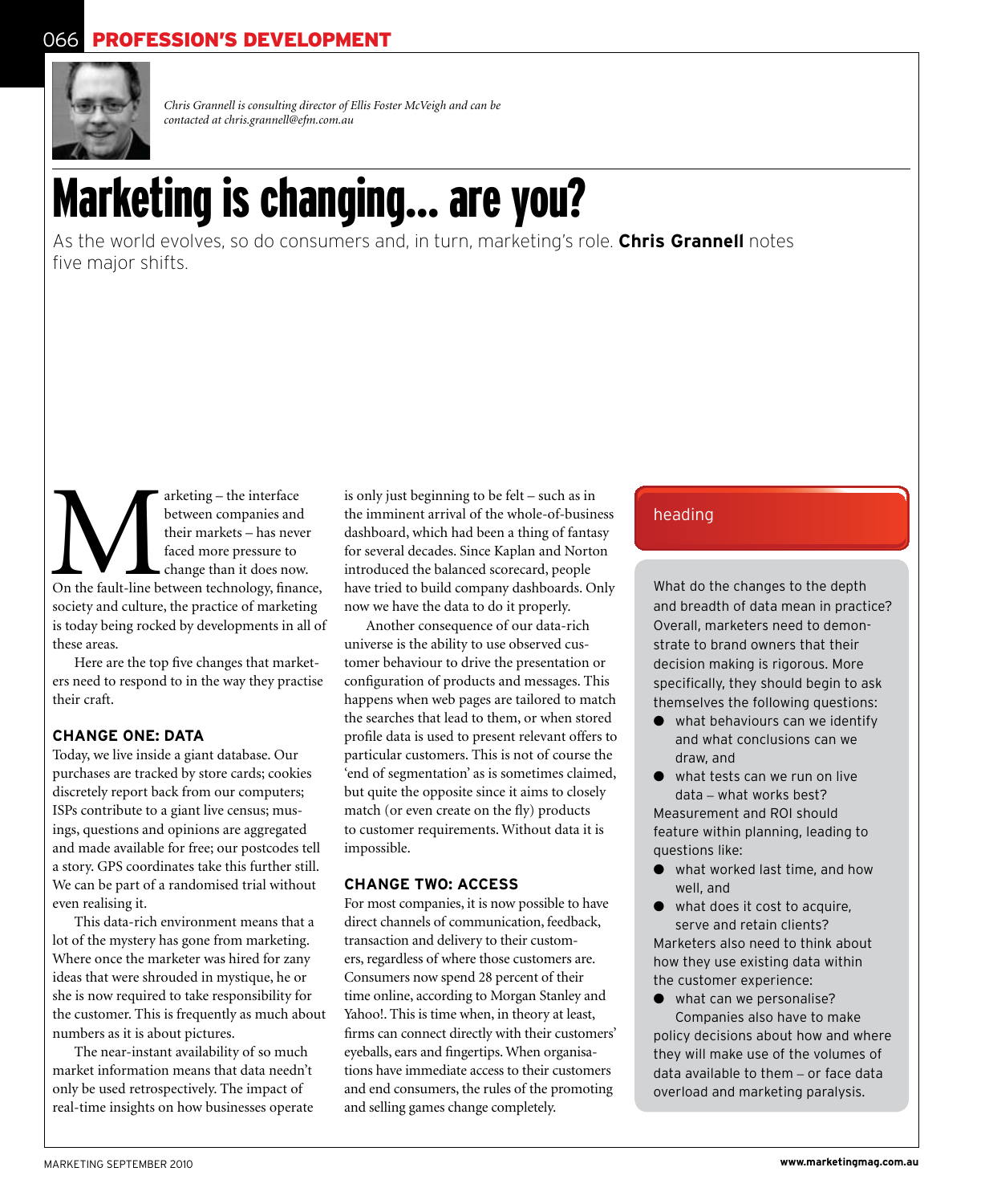*Chris Grannell is consulting director of Ellis Foster McVeigh and can be contacted at chris.grannell@efm.com.au*

# Marketing is changing... are you?

As the world evolves, so do consumers and, in turn, marketing's role. **Chris Grannell** notes five major shifts.

Marketing – the interface between companies and their markets – has never faced more pressure to change than it does now. On the fault-line between technology, finance, society and culture, the practice of marketing is today being rocked by developments in all of these areas.

Here are the top five changes that marketers need to respond to in the way they practise their craft.

### CHANGE ONE: DATA

Today, we live inside a giant database. Our purchases are tracked by store cards; cookies discretely report back from our computers; ISPs contribute to a giant live census; musings, questions and opinions are aggregated and made available for free; our postcodes tell a story. GPS coordinates take this further still. We can be part of a randomised trial without even realising it.

This data-rich environment means that a lot of the mystery has gone from marketing. Where once the marketer was hired for zany ideas that were shrouded in mystique, he or she is now required to take responsibility for the customer. This is frequently as much about numbers as it is about pictures.

The near-instant availability of so much market information means that data needn't only be used retrospectively. The impact of real-time insights on how businesses operate is only just beginning to be felt – such as in the imminent arrival of the whole-of-business dashboard, which had been a thing of fantasy for several decades. Since Kaplan and Norton introduced the balanced scorecard, people have tried to build company dashboards. Only now we have the data to do it properly.

Another consequence of our data-rich universe is the ability to use observed customer behaviour to drive the presentation or configuration of products and messages. This happens when web pages are tailored to match the searches that lead to them, or when stored profile data is used to present relevant offers to particular customers. This is not of course the 'end of segmentation' as is sometimes claimed, but quite the opposite since it aims to closely match (or even create on the fly) products to customer requirements. Without data it is impossible.

### CHANGE TWO: ACCESS

For most companies, it is now possible to have direct channels of communication, feedback, transaction and delivery to their customers, regardless of where those customers are. Consumers now spend 28 percent of their time online, according to Morgan Stanley and Yahoo!. This is time when, in theory at least, firms can connect directly with their customers' eyeballs, ears and fingertips. When organisations have immediate access to their customers and end consumers, the rules of the promoting and selling games change completely.

#### heading

What do the changes to the depth and breadth of data mean in practice? Overall, marketers need to demonstrate to brand owners that their decision making is rigorous. More specifically, they should begin to ask themselves the following questions:

- what behaviours can we identify and what conclusions can we draw, and
- what tests can we run on live data – what works best?

Measurement and ROI should feature within planning, leading to questions like:

- what worked last time, and how well, and
- what does it cost to acquire, serve and retain clients?

Marketers also need to think about how they use existing data within the customer experience:

- what can we personalise?

Companies also have to make policy decisions about how and where they will make use of the volumes of data available to them – or face data overload and marketing paralysis.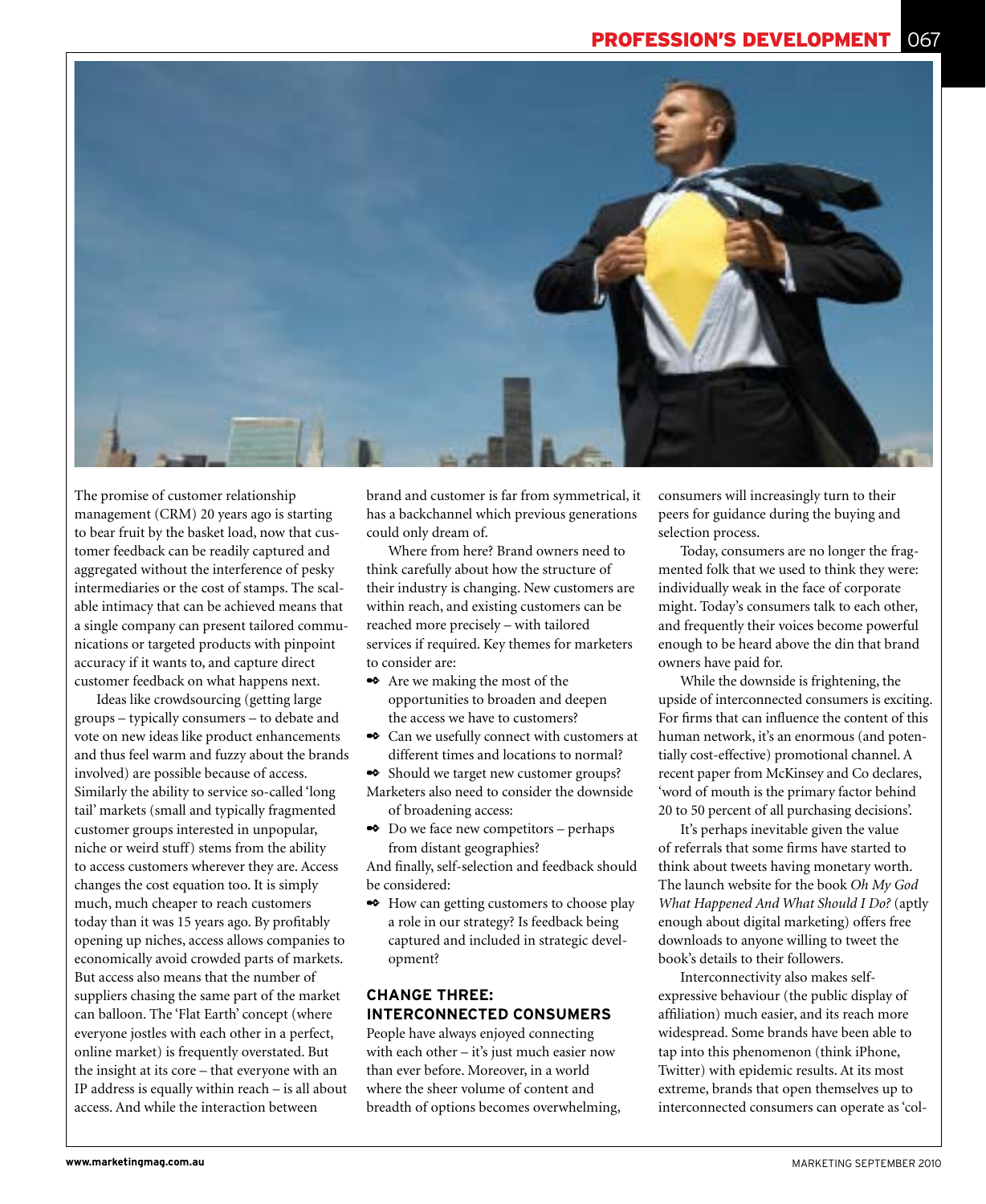The promise of customer relationship management (CRM) 20 years ago is starting to bear fruit by the basket load, now that customer feedback can be readily captured and aggregated without the interference of pesky intermediaries or the cost of stamps. The scalable intimacy that can be achieved means that a single company can present tailored communications or targeted products with pinpoint accuracy if it wants to, and capture direct customer feedback on what happens next.

Ideas like crowdsourcing (getting large groups – typically consumers – to debate and vote on new ideas like product enhancements and thus feel warm and fuzzy about the brands involved) are possible because of access. Similarly the ability to service so-called 'long tail' markets (small and typically fragmented customer groups interested in unpopular, niche or weird stuff) stems from the ability to access customers wherever they are. Access changes the cost equation too. It is simply much, much cheaper to reach customers today than it was 15 years ago. By profitably opening up niches, access allows companies to economically avoid crowded parts of markets. But access also means that the number of suppliers chasing the same part of the market can balloon. The 'Flat Earth' concept (where everyone jostles with each other in a perfect, online market) is frequently overstated. But the insight at its core – that everyone with an IP address is equally within reach – is all about access. And while the interaction between brand and customer is far from symmetrical, it has a backchannel which previous generations could only dream of.

Where from here? Brand owners need to think carefully about how the structure of their industry is changing. New customers are within reach, and existing customers can be reached more precisely – with tailored services if required. Key themes for marketers to consider are:

- Are we making the most of the opportunities to broaden and deepen the access we have to customers?
- Can we usefully connect with customers at different times and locations to normal?
- Should we target new customer groups?

Marketers also need to consider the downside of broadening access:

- Do we face new competitors – perhaps from distant geographies?

And finally, self-selection and feedback should be considered:

- How can getting customers to choose play a role in our strategy? Is feedback being captured and included in strategic development?

## CHANGE THREE: INTERCONNECTED CONSUMERS

People have always enjoyed connecting with each other – it's just much easier now than ever before. Moreover, in a world where the sheer volume of content and breadth of options becomes overwhelming, consumers will increasingly turn to their peers for guidance during the buying and selection process.

Today, consumers are no longer the fragmented folk that we used to think they were: individually weak in the face of corporate might. Today's consumers talk to each other, and frequently their voices become powerful enough to be heard above the din that brand owners have paid for.

While the downside is frightening, the upside of interconnected consumers is exciting. For firms that can influence the content of this human network, it's an enormous (and potentially cost-effective) promotional channel. A recent paper from McKinsey and Co declares, 'word of mouth is the primary factor behind 20 to 50 percent of all purchasing decisions'.

It's perhaps inevitable given the value of referrals that some firms have started to think about tweets having monetary worth. The launch website for the book *Oh My God What Happened And What Should I Do?* (aptly enough about digital marketing) offers free downloads to anyone willing to tweet the book's details to their followers.

Interconnectivity also makes self-expressive behaviour (the public display of affiliation) much easier, and its reach more widespread. Some brands have been able to tap into this phenomenon (think iPhone, Twitter) with epidemic results. At its most extreme, brands that open themselves up to interconnected consumers can operate as 'col-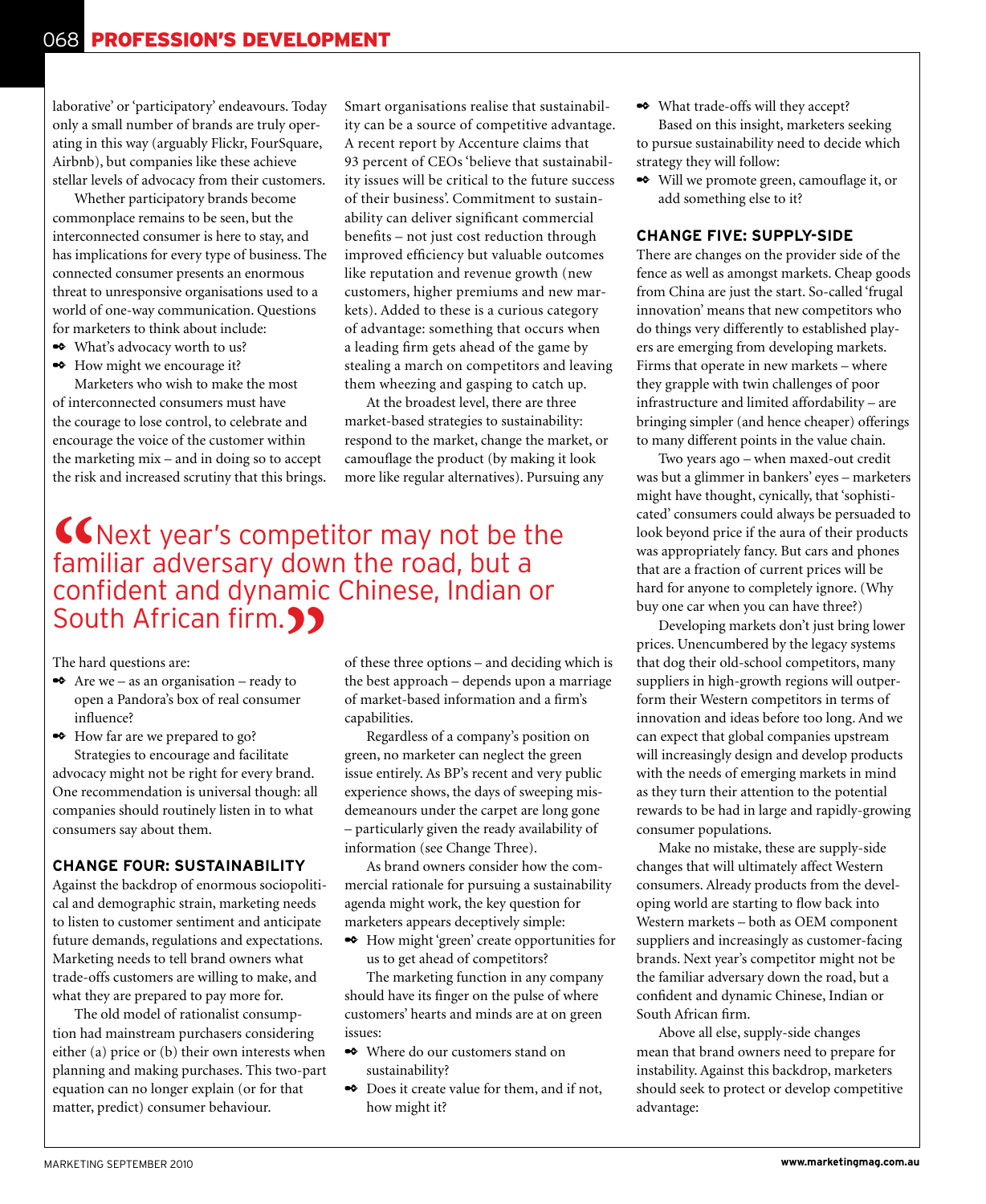laborative' or 'participatory' endeavours. Today only a small number of brands are truly operating in this way (arguably Flickr, FourSquare, Airbnb), but companies like these achieve stellar levels of advocacy from their customers.

Whether participatory brands become commonplace remains to be seen, but the interconnected consumer is here to stay, and has implications for every type of business. The connected consumer presents an enormous threat to unresponsive organisations used to a world of one-way communication. Questions for marketers to think about include:

- What's advocacy worth to us?
- How might we encourage it?

Marketers who wish to make the most of interconnected consumers must have the courage to lose control, to celebrate and encourage the voice of the customer within the marketing mix – and in doing so to accept the risk and increased scrutiny that this brings. The hard questions are:

- Are we – as an organisation – ready to open a Pandora's box of real consumer influence?
- How far are we prepared to go?

Strategies to encourage and facilitate advocacy might not be right for every brand. One recommendation is universal though: all companies should routinely listen in to what consumers say about them.

## CHANGE FOUR: SUSTAINABILITY

Against the backdrop of enormous sociopolitical and demographic strain, marketing needs to listen to customer sentiment and anticipate future demands, regulations and expectations. Marketing needs to tell brand owners what trade-offs customers are willing to make, and what they are prepared to pay more for.

The old model of rationalist consumption had mainstream purchasers considering either (a) price or (b) their own interests when planning and making purchases. This two-part equation can no longer explain (or for that matter, predict) consumer behaviour.

Smart organisations realise that sustainability can be a source of competitive advantage. A recent report by Accenture claims that 93 percent of CEOs 'believe that sustainability issues will be critical to the future success of their business'. Commitment to sustainability can deliver significant commercial benefits – not just cost reduction through improved efficiency but valuable outcomes like reputation and revenue growth (new customers, higher premiums and new markets). Added to these is a curious category of advantage: something that occurs when a leading firm gets ahead of the game by stealing a march on competitors and leaving them wheezing and gasping to catch up.

At the broadest level, there are three market-based strategies to sustainability: respond to the market, change the market, or camouflage the product (by making it look more like regular alternatives). Pursuing any of these three options – and deciding which is the best approach – depends upon a marriage of market-based information and a firm's capabilities.

Regardless of a company's position on green, no marketer can neglect the green issue entirely. As BP's recent and very public experience shows, the days of sweeping misdemeanours under the carpet are long gone – particularly given the ready availability of information (see Change Three).

As brand owners consider how the commercial rationale for pursuing a sustainability agenda might work, the key question for marketers appears deceptively simple:

- How might 'green' create opportunities for us to get ahead of competitors?

The marketing function in any company should have its finger on the pulse of where customers' hearts and minds are at on green issues:

- Where do our customers stand on sustainability?
- Does it create value for them, and if not, how might it?
- What trade-offs will they accept?

Based on this insight, marketers seeking to pursue sustainability need to decide which strategy they will follow:

- Will we promote green, camouflage it, or add something else to it?

> "Next year's competitor may not be the familiar adversary down the road, but a confident and dynamic Chinese, Indian or South African firm."

## CHANGE FIVE: SUPPLY-SIDE

There are changes on the provider side of the fence as well as amongst markets. Cheap goods from China are just the start. So-called 'frugal innovation' means that new competitors who do things very differently to established players are emerging from developing markets. Firms that operate in new markets – where they grapple with twin challenges of poor infrastructure and limited affordability – are bringing simpler (and hence cheaper) offerings to many different points in the value chain.

Two years ago – when maxed-out credit was but a glimmer in bankers' eyes – marketers might have thought, cynically, that 'sophisticated' consumers could always be persuaded to look beyond price if the aura of their products was appropriately fancy. But cars and phones that are a fraction of current prices will be hard for anyone to completely ignore. (Why buy one car when you can have three?)

Developing markets don't just bring lower prices. Unencumbered by the legacy systems that dog their old-school competitors, many suppliers in high-growth regions will outperform their Western competitors in terms of innovation and ideas before too long. And we can expect that global companies upstream will increasingly design and develop products with the needs of emerging markets in mind as they turn their attention to the potential rewards to be had in large and rapidly-growing consumer populations.

Make no mistake, these are supply-side changes that will ultimately affect Western consumers. Already products from the developing world are starting to flow back into Western markets – both as OEM component suppliers and increasingly as customer-facing brands. Next year's competitor might not be the familiar adversary down the road, but a confident and dynamic Chinese, Indian or South African firm.

Above all else, supply-side changes mean that brand owners need to prepare for instability. Against this backdrop, marketers should seek to protect or develop competitive advantage: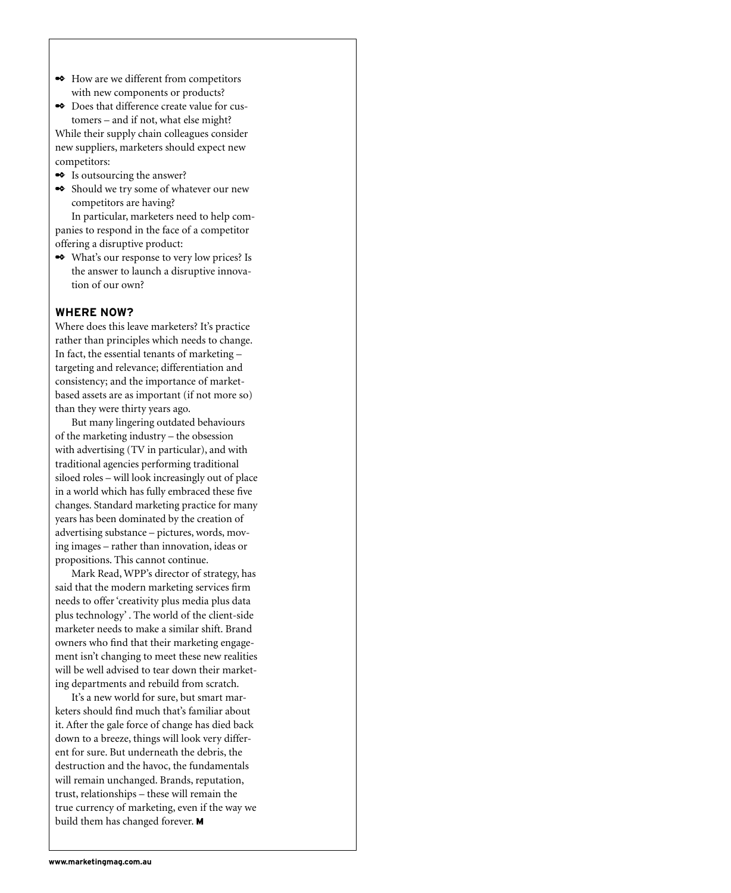- How are we different from competitors with new components or products?
- Does that difference create value for customers – and if not, what else might?

While their supply chain colleagues consider new suppliers, marketers should expect new competitors:

- Is outsourcing the answer?
- Should we try some of whatever our new competitors are having?

In particular, marketers need to help companies to respond in the face of a competitor offering a disruptive product:

- What's our response to very low prices? Is the answer to launch a disruptive innovation of our own?

## WHERE NOW?

Where does this leave marketers? It's practice rather than principles which needs to change. In fact, the essential tenants of marketing – targeting and relevance; differentiation and consistency; and the importance of market-based assets are as important (if not more so) than they were thirty years ago.

But many lingering outdated behaviours of the marketing industry – the obsession with advertising (TV in particular), and with traditional agencies performing traditional siloed roles – will look increasingly out of place in a world which has fully embraced these five changes. Standard marketing practice for many years has been dominated by the creation of advertising substance – pictures, words, moving images – rather than innovation, ideas or propositions. This cannot continue.

Mark Read, WPP's director of strategy, has said that the modern marketing services firm needs to offer 'creativity plus media plus data plus technology' . The world of the client-side marketer needs to make a similar shift. Brand owners who find that their marketing engagement isn't changing to meet these new realities will be well advised to tear down their marketing departments and rebuild from scratch.

It's a new world for sure, but smart marketers should find much that's familiar about it. After the gale force of change has died back down to a breeze, things will look very different for sure. But underneath the debris, the destruction and the havoc, the fundamentals will remain unchanged. Brands, reputation, trust, relationships – these will remain the true currency of marketing, even if the way we build them has changed forever. **M**